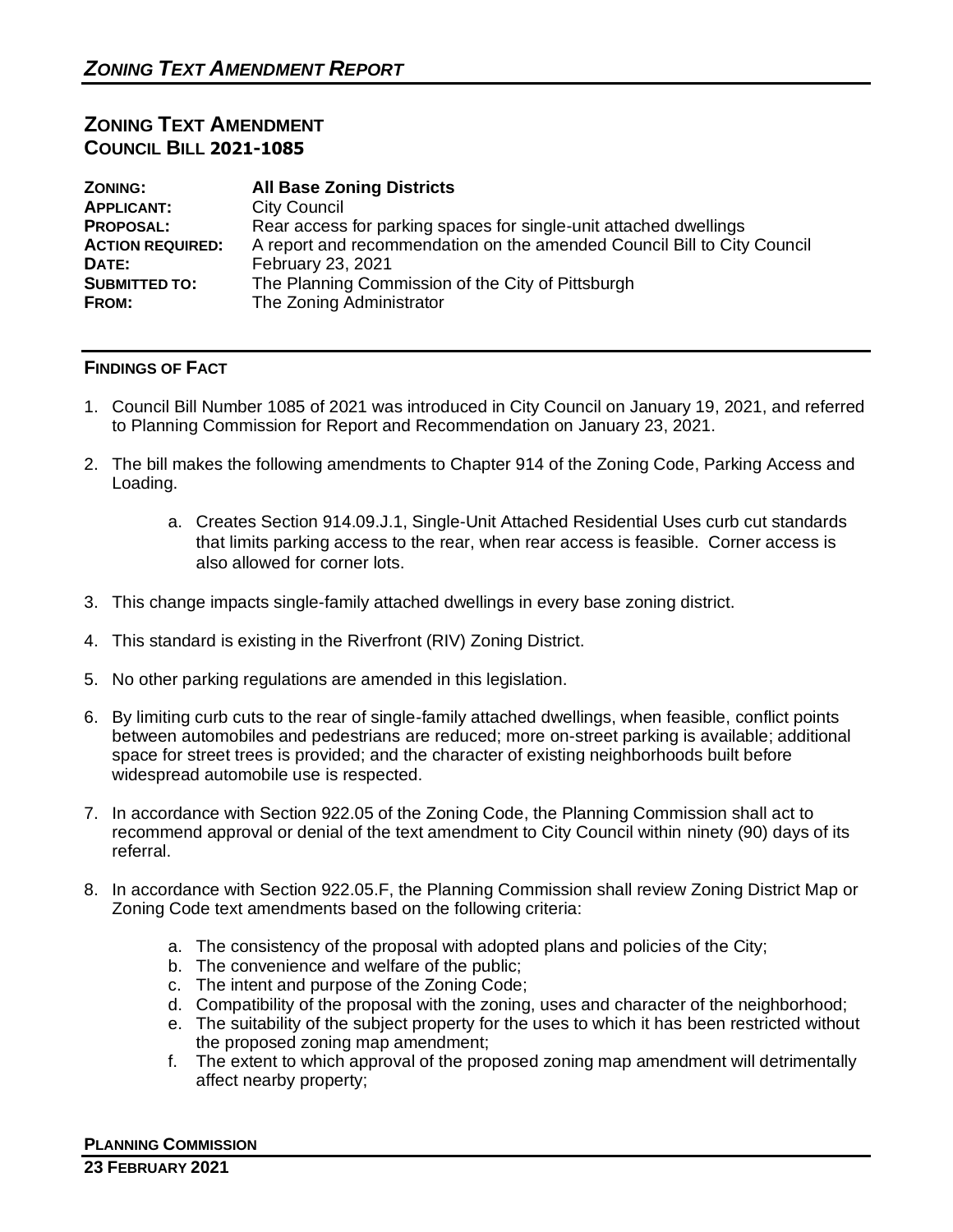# *ZONING TEXT AMENDMENT REPORT*

## ZONING TEXT AMENDMENT
## COUNCIL BILL 2021-1085

| | |
|---|---|
| **ZONING:** | **All Base Zoning Districts** |
| **APPLICANT:** | City Council |
| **PROPOSAL:** | Rear access for parking spaces for single-unit attached dwellings |
| **ACTION REQUIRED:** | A report and recommendation on the amended Council Bill to City Council |
| **DATE:** | February 23, 2021 |
| **SUBMITTED TO:** | The Planning Commission of the City of Pittsburgh |
| **FROM:** | The Zoning Administrator |

### FINDINGS OF FACT

1. Council Bill Number 1085 of 2021 was introduced in City Council on January 19, 2021, and referred to Planning Commission for Report and Recommendation on January 23, 2021.

2. The bill makes the following amendments to Chapter 914 of the Zoning Code, Parking Access and Loading.

    a. Creates Section 914.09.J.1, Single-Unit Attached Residential Uses curb cut standards that limits parking access to the rear, when rear access is feasible. Corner access is also allowed for corner lots.

3. This change impacts single-family attached dwellings in every base zoning district.

4. This standard is existing in the Riverfront (RIV) Zoning District.

5. No other parking regulations are amended in this legislation.

6. By limiting curb cuts to the rear of single-family attached dwellings, when feasible, conflict points between automobiles and pedestrians are reduced; more on-street parking is available; additional space for street trees is provided; and the character of existing neighborhoods built before widespread automobile use is respected.

7. In accordance with Section 922.05 of the Zoning Code, the Planning Commission shall act to recommend approval or denial of the text amendment to City Council within ninety (90) days of its referral.

8. In accordance with Section 922.05.F, the Planning Commission shall review Zoning District Map or Zoning Code text amendments based on the following criteria:

    a. The consistency of the proposal with adopted plans and policies of the City;
    b. The convenience and welfare of the public;
    c. The intent and purpose of the Zoning Code;
    d. Compatibility of the proposal with the zoning, uses and character of the neighborhood;
    e. The suitability of the subject property for the uses to which it has been restricted without the proposed zoning map amendment;
    f. The extent to which approval of the proposed zoning map amendment will detrimentally affect nearby property;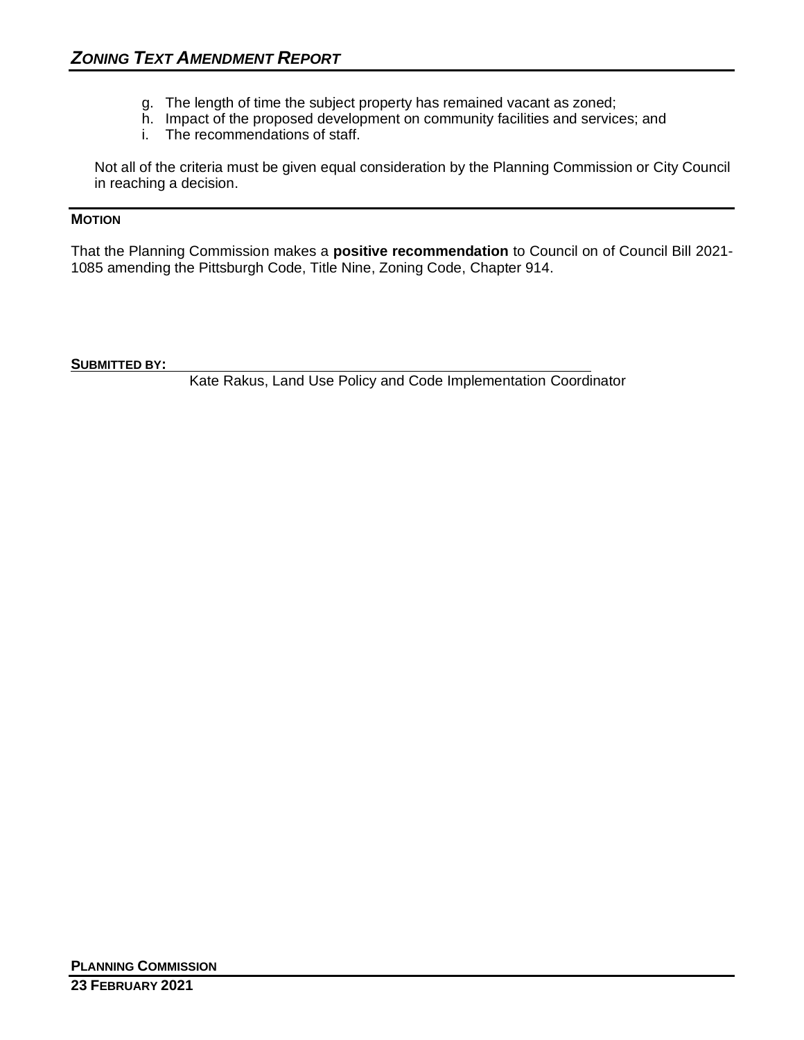g. The length of time the subject property has remained vacant as zoned;
h. Impact of the proposed development on community facilities and services; and
i. The recommendations of staff.

Not all of the criteria must be given equal consideration by the Planning Commission or City Council in reaching a decision.

## MOTION

That the Planning Commission makes a **positive recommendation** to Council on of Council Bill 2021-1085 amending the Pittsburgh Code, Title Nine, Zoning Code, Chapter 914.

**SUBMITTED BY:** ______________________________________________

Kate Rakus, Land Use Policy and Code Implementation Coordinator